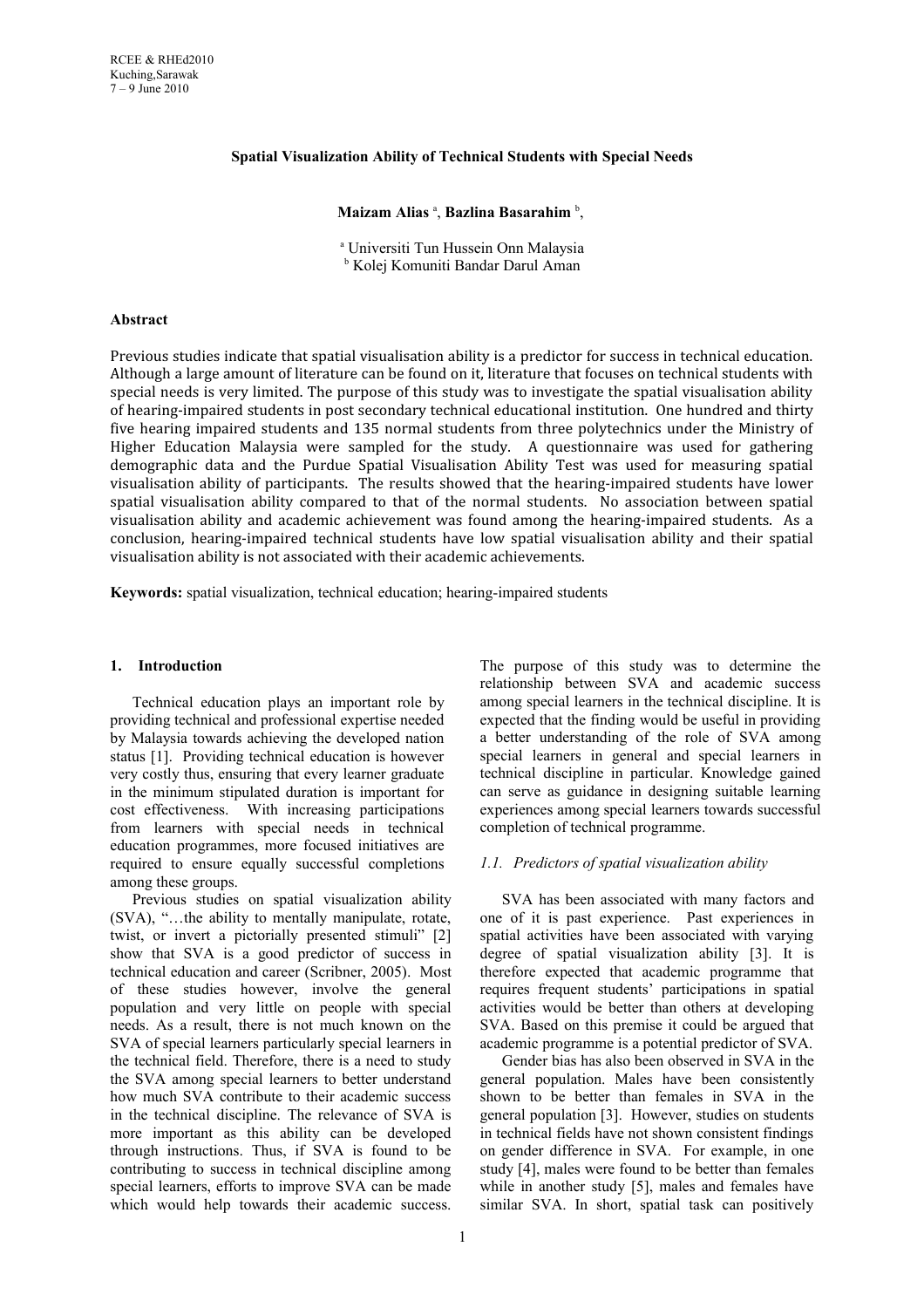# Spatial Visualization Ability of Technical Students with Special Needs

**Maizam Alias** [a], **Bazlina Basarahim** [b],

[a] Universiti Tun Hussein Onn Malaysia
[b] Kolej Komuniti Bandar Darul Aman

**Abstract**

Previous studies indicate that spatial visualisation ability is a predictor for success in technical education. Although a large amount of literature can be found on it, literature that focuses on technical students with special needs is very limited. The purpose of this study was to investigate the spatial visualisation ability of hearing-impaired students in post secondary technical educational institution. One hundred and thirty five hearing impaired students and 135 normal students from three polytechnics under the Ministry of Higher Education Malaysia were sampled for the study. A questionnaire was used for gathering demographic data and the Purdue Spatial Visualisation Ability Test was used for measuring spatial visualisation ability of participants. The results showed that the hearing-impaired students have lower spatial visualisation ability compared to that of the normal students. No association between spatial visualisation ability and academic achievement was found among the hearing-impaired students. As a conclusion, hearing-impaired technical students have low spatial visualisation ability and their spatial visualisation ability is not associated with their academic achievements.

**Keywords:** spatial visualization, technical education; hearing-impaired students

## 1. Introduction

Technical education plays an important role by providing technical and professional expertise needed by Malaysia towards achieving the developed nation status [1]. Providing technical education is however very costly thus, ensuring that every learner graduate in the minimum stipulated duration is important for cost effectiveness. With increasing participations from learners with special needs in technical education programmes, more focused initiatives are required to ensure equally successful completions among these groups.

Previous studies on spatial visualization ability (SVA), "…the ability to mentally manipulate, rotate, twist, or invert a pictorially presented stimuli" [2] show that SVA is a good predictor of success in technical education and career (Scribner, 2005). Most of these studies however, involve the general population and very little on people with special needs. As a result, there is not much known on the SVA of special learners particularly special learners in the technical field. Therefore, there is a need to study the SVA among special learners to better understand how much SVA contribute to their academic success in the technical discipline. The relevance of SVA is more important as this ability can be developed through instructions. Thus, if SVA is found to be contributing to success in technical discipline among special learners, efforts to improve SVA can be made which would help towards their academic success. The purpose of this study was to determine the relationship between SVA and academic success among special learners in the technical discipline. It is expected that the finding would be useful in providing a better understanding of the role of SVA among special learners in general and special learners in technical discipline in particular. Knowledge gained can serve as guidance in designing suitable learning experiences among special learners towards successful completion of technical programme.

### 1.1. Predictors of spatial visualization ability

SVA has been associated with many factors and one of it is past experience. Past experiences in spatial activities have been associated with varying degree of spatial visualization ability [3]. It is therefore expected that academic programme that requires frequent students' participations in spatial activities would be better than others at developing SVA. Based on this premise it could be argued that academic programme is a potential predictor of SVA.

Gender bias has also been observed in SVA in the general population. Males have been consistently shown to be better than females in SVA in the general population [3]. However, studies on students in technical fields have not shown consistent findings on gender difference in SVA. For example, in one study [4], males were found to be better than females while in another study [5], males and females have similar SVA. In short, spatial task can positively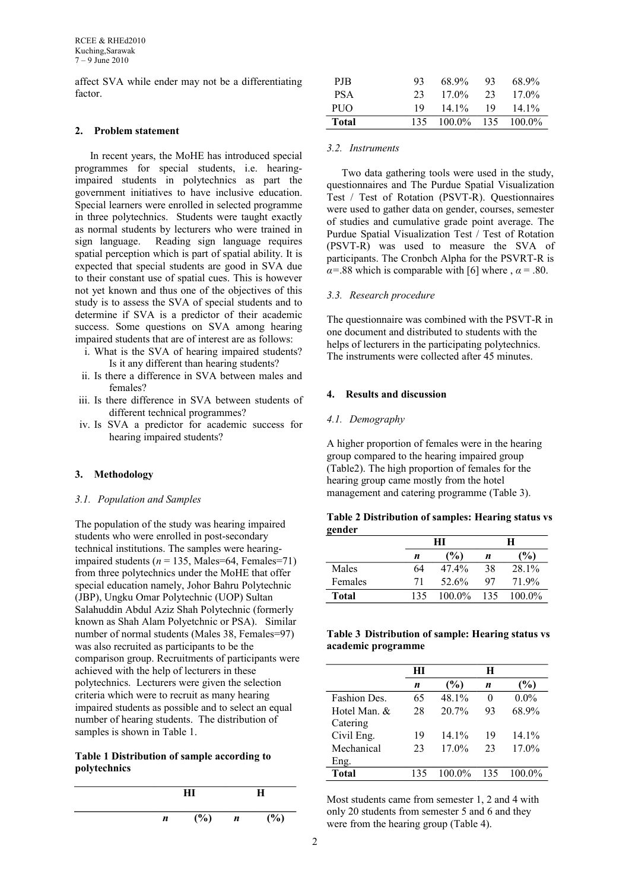affect SVA while ender may not be a differentiating factor.

## 2. Problem statement

In recent years, the MoHE has introduced special programmes for special students, i.e. hearing-impaired students in polytechnics as part the government initiatives to have inclusive education. Special learners were enrolled in selected programme in three polytechnics. Students were taught exactly as normal students by lecturers who were trained in sign language. Reading sign language requires spatial perception which is part of spatial ability. It is expected that special students are good in SVA due to their constant use of spatial cues. This is however not yet known and thus one of the objectives of this study is to assess the SVA of special students and to determine if SVA is a predictor of their academic success. Some questions on SVA among hearing impaired students that are of interest are as follows:

i. What is the SVA of hearing impaired students? Is it any different than hearing students?
ii. Is there a difference in SVA between males and females?
iii. Is there difference in SVA between students of different technical programmes?
iv. Is SVA a predictor for academic success for hearing impaired students?

## 3. Methodology

### 3.1. Population and Samples

The population of the study was hearing impaired students who were enrolled in post-secondary technical institutions. The samples were hearing-impaired students ($n$ = 135, Males=64, Females=71) from three polytechnics under the MoHE that offer special education namely, Johor Bahru Polytechnic (JBP), Ungku Omar Polytechnic (UOP) Sultan Salahuddin Abdul Aziz Shah Polytechnic (formerly known as Shah Alam Polyetchnic or PSA). Similar number of normal students (Males 38, Females=97) was also recruited as participants to be the comparison group. Recruitments of participants were achieved with the help of lecturers in these polytechnics. Lecturers were given the selection criteria which were to recruit as many hearing impaired students as possible and to select an equal number of hearing students. The distribution of samples is shown in Table 1.

**Table 1 Distribution of sample according to polytechnics**

| | HI | | H | |
|---|---|---|---|---|
| | ***n*** | **(%)** | ***n*** | **(%)** |
| PJB | 93 | 68.9% | 93 | 68.9% |
| PSA | 23 | 17.0% | 23 | 17.0% |
| PUO | 19 | 14.1% | 19 | 14.1% |
| **Total** | 135 | 100.0% | 135 | 100.0% |

### 3.2. Instruments

Two data gathering tools were used in the study, questionnaires and The Purdue Spatial Visualization Test / Test of Rotation (PSVT-R). Questionnaires were used to gather data on gender, courses, semester of studies and cumulative grade point average. The Purdue Spatial Visualization Test / Test of Rotation (PSVT-R) was used to measure the SVA of participants. The Cronbch Alpha for the PSVRT-R is $\alpha$=.88 which is comparable with [6] where , $\alpha$ = .80.

### 3.3. Research procedure

The questionnaire was combined with the PSVT-R in one document and distributed to students with the helps of lecturers in the participating polytechnics. The instruments were collected after 45 minutes.

## 4. Results and discussion

### 4.1. Demography

A higher proportion of females were in the hearing group compared to the hearing impaired group (Table2). The high proportion of females for the hearing group came mostly from the hotel management and catering programme (Table 3).

**Table 2 Distribution of samples: Hearing status vs gender**

| | HI | | H | |
|---|---|---|---|---|
| | ***n*** | **(%)** | ***n*** | **(%)** |
| Males | 64 | 47.4% | 38 | 28.1% |
| Females | 71 | 52.6% | 97 | 71.9% |
| **Total** | 135 | 100.0% | 135 | 100.0% |

**Table 3 Distribution of sample: Hearing status vs academic programme**

| | HI | | H | |
|---|---|---|---|---|
| | ***n*** | **(%)** | ***n*** | **(%)** |
| Fashion Des. | 65 | 48.1% | 0 | 0.0% |
| Hotel Man. & Catering | 28 | 20.7% | 93 | 68.9% |
| Civil Eng. | 19 | 14.1% | 19 | 14.1% |
| Mechanical Eng. | 23 | 17.0% | 23 | 17.0% |
| **Total** | 135 | 100.0% | 135 | 100.0% |

Most students came from semester 1, 2 and 4 with only 20 students from semester 5 and 6 and they were from the hearing group (Table 4).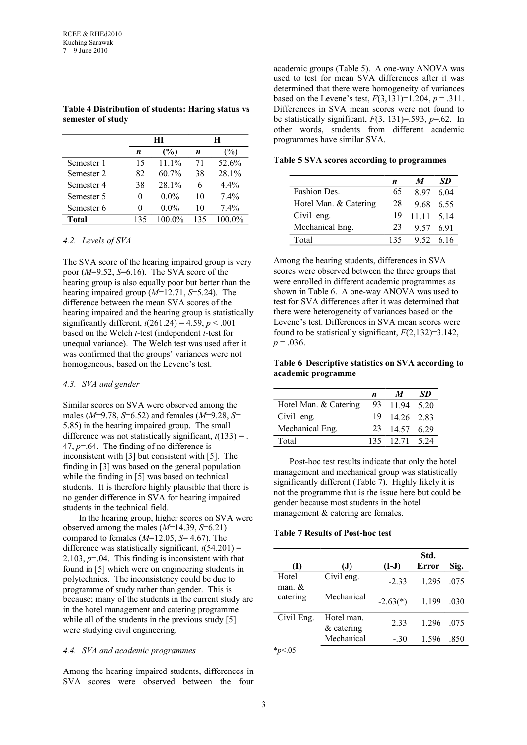**Table 4 Distribution of students: Haring status vs semester of study**

| | HI | | H | |
|---|---|---|---|---|
| | *n* | (%) | *n* | (%) |
| Semester 1 | 15 | 11.1% | 71 | 52.6% |
| Semester 2 | 82 | 60.7% | 38 | 28.1% |
| Semester 4 | 38 | 28.1% | 6 | 4.4% |
| Semester 5 | 0 | 0.0% | 10 | 7.4% |
| Semester 6 | 0 | 0.0% | 10 | 7.4% |
| **Total** | 135 | 100.0% | 135 | 100.0% |

### *4.2. Levels of SVA*

The SVA score of the hearing impaired group is very poor ($M$=9.52, $S$=6.16). The SVA score of the hearing group is also equally poor but better than the hearing impaired group ($M$=12.71, $S$=5.24). The difference between the mean SVA scores of the hearing impaired and the hearing group is statistically significantly different, $t(261.24) = 4.59$, $p < .001$ based on the Welch *t*-test (independent *t*-test for unequal variance). The Welch test was used after it was confirmed that the groups' variances were not homogeneous, based on the Levene's test.

### *4.3. SVA and gender*

Similar scores on SVA were observed among the males ($M$=9.78, $S$=6.52) and females ($M$=9.28, $S$= 5.85) in the hearing impaired group. The small difference was not statistically significant, $t(133) = .47$, $p$=.64. The finding of no difference is inconsistent with [3] but consistent with [5]. The finding in [3] was based on the general population while the finding in [5] was based on technical students. It is therefore highly plausible that there is no gender difference in SVA for hearing impaired students in the technical field.

In the hearing group, higher scores on SVA were observed among the males ($M$=14.39, $S$=6.21) compared to females ($M$=12.05, $S$= 4.67). The difference was statistically significant, $t(54.201) = 2.103$, $p$=.04. This finding is inconsistent with that found in [5] which were on engineering students in polytechnics. The inconsistency could be due to programme of study rather than gender. This is because; many of the students in the current study are in the hotel management and catering programme while all of the students in the previous study [5] were studying civil engineering.

### *4.4. SVA and academic programmes*

Among the hearing impaired students, differences in SVA scores were observed between the four academic groups (Table 5). A one-way ANOVA was used to test for mean SVA differences after it was determined that there were homogeneity of variances based on the Levene's test, $F(3,131)=1.204$, $p = .311$. Differences in SVA mean scores were not found to be statistically significant, $F(3, 131)=.593$, $p$=.62. In other words, students from different academic programmes have similar SVA.

**Table 5 SVA scores according to programmes**

| | *n* | *M* | *SD* |
|---|---|---|---|
| Fashion Des. | 65 | 8.97 | 6.04 |
| Hotel Man. & Catering | 28 | 9.68 | 6.55 |
| Civil eng. | 19 | 11.11 | 5.14 |
| Mechanical Eng. | 23 | 9.57 | 6.91 |
| Total | 135 | 9.52 | 6.16 |

Among the hearing students, differences in SVA scores were observed between the three groups that were enrolled in different academic programmes as shown in Table 6. A one-way ANOVA was used to test for SVA differences after it was determined that there were heterogeneity of variances based on the Levene's test. Differences in SVA mean scores were found to be statistically significant, $F(2,132)=3.142$, $p = .036$.

**Table 6 Descriptive statistics on SVA according to academic programme**

| | *n* | *M* | *SD* |
|---|---|---|---|
| Hotel Man. & Catering | 93 | 11.94 | 5.20 |
| Civil eng. | 19 | 14.26 | 2.83 |
| Mechanical Eng. | 23 | 14.57 | 6.29 |
| Total | 135 | 12.71 | 5.24 |

Post-hoc test results indicate that only the hotel management and mechanical group was statistically significantly different (Table 7). Highly likely it is not the programme that is the issue here but could be gender because most students in the hotel management & catering are females.

**Table 7 Results of Post-hoc test**

| (I) | (J) | (I-J) | Std. Error | Sig. |
|---|---|---|---|---|
| Hotel man. & catering | Civil eng. | -2.33 | 1.295 | .075 |
| | Mechanical | -2.63(*) | 1.199 | .030 |
| Civil Eng. | Hotel man. & catering | 2.33 | 1.296 | .075 |
| | Mechanical | -.30 | 1.596 | .850 |

*$p$<.05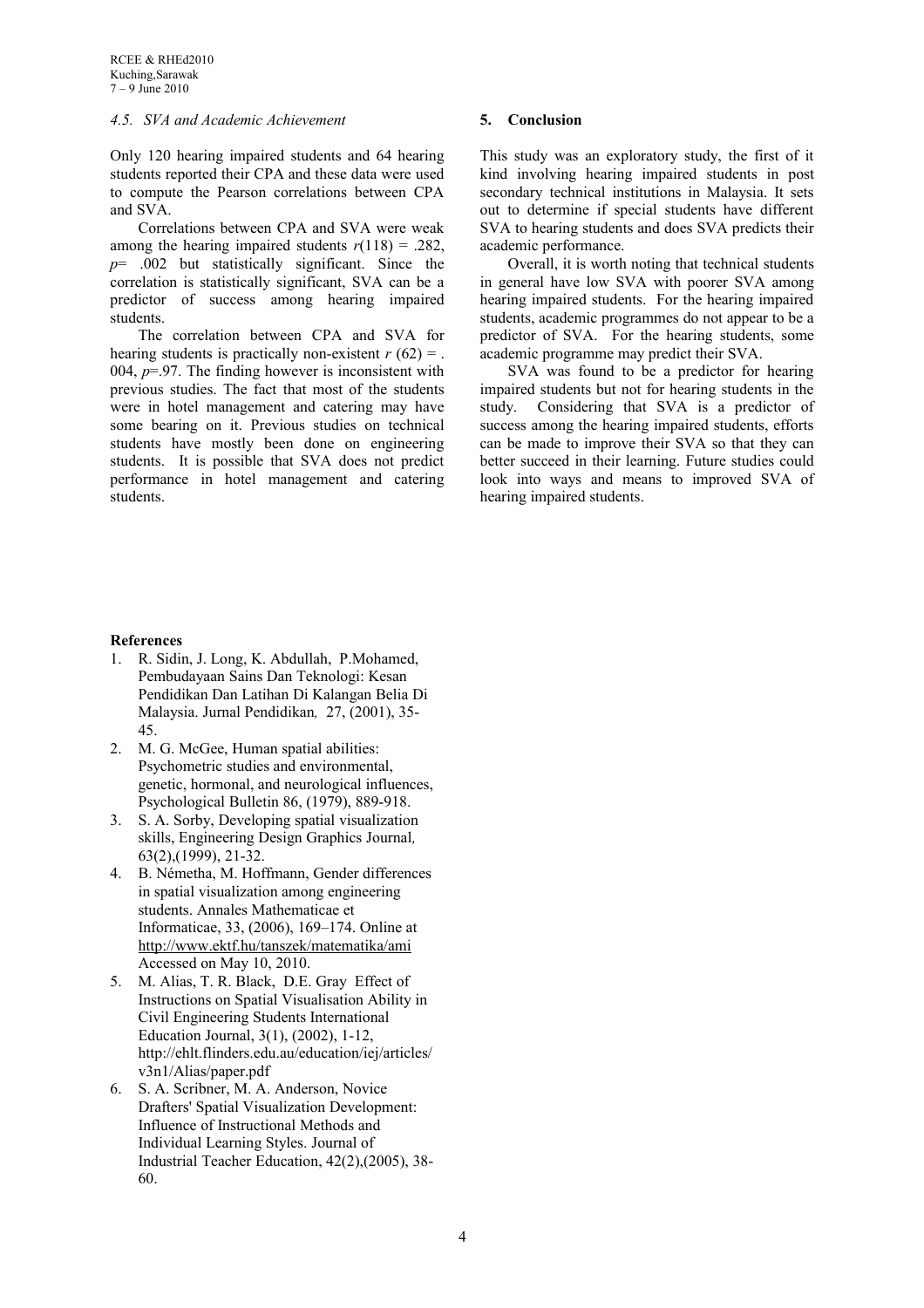### 4.5. SVA and Academic Achievement

Only 120 hearing impaired students and 64 hearing students reported their CPA and these data were used to compute the Pearson correlations between CPA and SVA.

Correlations between CPA and SVA were weak among the hearing impaired students $r(118) = .282$, $p= .002$ but statistically significant. Since the correlation is statistically significant, SVA can be a predictor of success among hearing impaired students.

The correlation between CPA and SVA for hearing students is practically non-existent $r\ (62) = .004$, $p=.97$. The finding however is inconsistent with previous studies. The fact that most of the students were in hotel management and catering may have some bearing on it. Previous studies on technical students have mostly been done on engineering students. It is possible that SVA does not predict performance in hotel management and catering students.

## 5. Conclusion

This study was an exploratory study, the first of it kind involving hearing impaired students in post secondary technical institutions in Malaysia. It sets out to determine if special students have different SVA to hearing students and does SVA predicts their academic performance.

Overall, it is worth noting that technical students in general have low SVA with poorer SVA among hearing impaired students. For the hearing impaired students, academic programmes do not appear to be a predictor of SVA. For the hearing students, some academic programme may predict their SVA.

SVA was found to be a predictor for hearing impaired students but not for hearing students in the study. Considering that SVA is a predictor of success among the hearing impaired students, efforts can be made to improve their SVA so that they can better succeed in their learning. Future studies could look into ways and means to improved SVA of hearing impaired students.

## References

1. R. Sidin, J. Long, K. Abdullah, P.Mohamed, Pembudayaan Sains Dan Teknologi: Kesan Pendidikan Dan Latihan Di Kalangan Belia Di Malaysia. Jurnal Pendidikan, 27, (2001), 35-45.
2. M. G. McGee, Human spatial abilities: Psychometric studies and environmental, genetic, hormonal, and neurological influences, Psychological Bulletin 86, (1979), 889-918.
3. S. A. Sorby, Developing spatial visualization skills, Engineering Design Graphics Journal, 63(2),(1999), 21-32.
4. B. Németha, M. Hoffmann, Gender differences in spatial visualization among engineering students. Annales Mathematicae et Informaticae, 33, (2006), 169–174. Online at http://www.ektf.hu/tanszek/matematika/ami Accessed on May 10, 2010.
5. M. Alias, T. R. Black, D.E. Gray Effect of Instructions on Spatial Visualisation Ability in Civil Engineering Students International Education Journal, 3(1), (2002), 1-12, http://ehlt.flinders.edu.au/education/iej/articles/v3n1/Alias/paper.pdf
6. S. A. Scribner, M. A. Anderson, Novice Drafters' Spatial Visualization Development: Influence of Instructional Methods and Individual Learning Styles. Journal of Industrial Teacher Education, 42(2),(2005), 38-60.